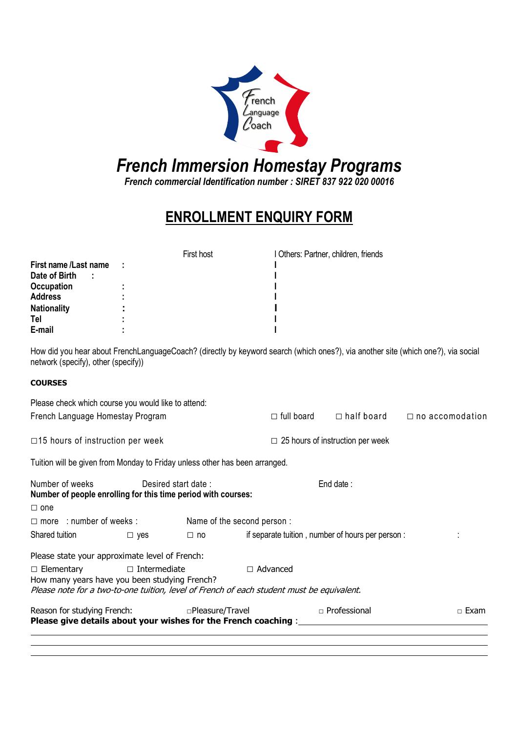French Language Coach

# French Immersion Homestay Programs

***French commercial Identification number : SIRET 837 922 020 00016***

## ENROLLMENT ENQUIRY FORM

| | First host | Others: Partner, children, friends |
|---|---|---|
| **First name /Last name** : | | |
| **Date of Birth** : | | |
| **Occupation** : | | |
| **Address** : | | |
| **Nationality** : | | |
| **Tel** : | | |
| **E-mail** : | | |

How did you hear about FrenchLanguageCoach? (directly by keyword search (which ones?), via another site (which one?), via social network (specify), other (specify))

**COURSES**

Please check which course you would like to attend:

French Language Homestay Program ☐ full board ☐ half board ☐ no accomodation

☐15 hours of instruction per week ☐ 25 hours of instruction per week

Tuition will be given from Monday to Friday unless other has been arranged.

Number of weeks Desired start date : End date :

**Number of people enrolling for this time period with courses:**

☐ one

☐ more : number of weeks : Name of the second person :

Shared tuition ☐ yes ☐ no if separate tuition , number of hours per person : :

Please state your approximate level of French:

☐ Elementary ☐ Intermediate ☐ Advanced

How many years have you been studying French?

*Please note for a two-to-one tuition, level of French of each student must be equivalent.*

Reason for studying French: ☐Pleasure/Travel ☐ Professional ☐ Exam

**Please give details about your wishes for the French coaching :** \_\_\_\_\_\_\_\_\_\_\_\_\_\_\_\_\_\_\_\_\_\_\_\_\_\_\_\_\_\_\_\_\_\_\_\_\_\_\_\_

\_\_\_\_\_\_\_\_\_\_\_\_\_\_\_\_\_\_\_\_\_\_\_\_\_\_\_\_\_\_\_\_\_\_\_\_\_\_\_\_\_\_\_\_\_\_\_\_\_\_\_\_\_\_\_\_\_\_\_\_\_\_\_\_\_\_\_\_\_\_\_\_\_\_\_\_\_\_\_\_\_\_

\_\_\_\_\_\_\_\_\_\_\_\_\_\_\_\_\_\_\_\_\_\_\_\_\_\_\_\_\_\_\_\_\_\_\_\_\_\_\_\_\_\_\_\_\_\_\_\_\_\_\_\_\_\_\_\_\_\_\_\_\_\_\_\_\_\_\_\_\_\_\_\_\_\_\_\_\_\_\_\_\_\_

\_\_\_\_\_\_\_\_\_\_\_\_\_\_\_\_\_\_\_\_\_\_\_\_\_\_\_\_\_\_\_\_\_\_\_\_\_\_\_\_\_\_\_\_\_\_\_\_\_\_\_\_\_\_\_\_\_\_\_\_\_\_\_\_\_\_\_\_\_\_\_\_\_\_\_\_\_\_\_\_\_\_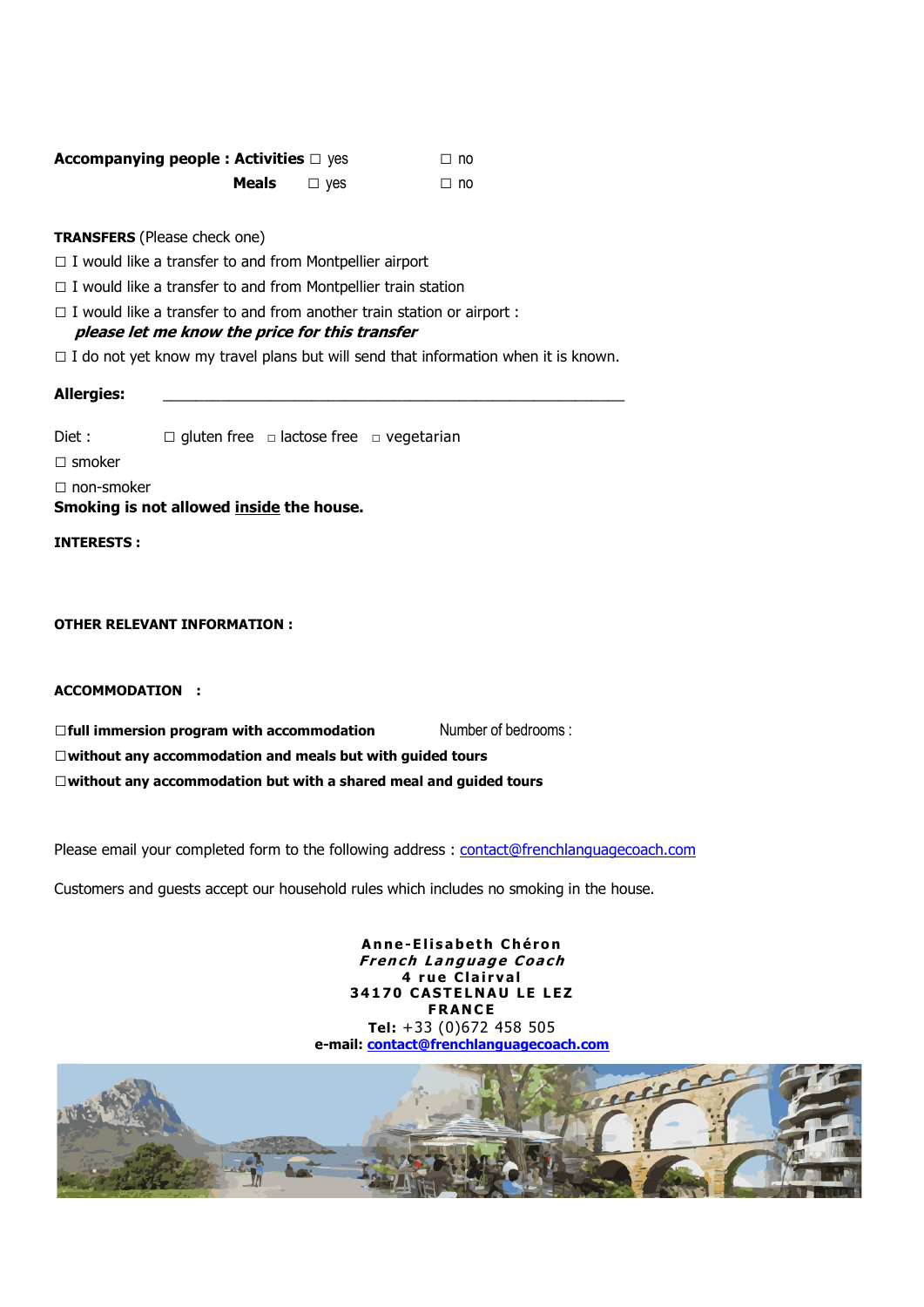**Accompanying people : Activities** ☐ yes ☐ no

**Meals** ☐ yes ☐ no

**TRANSFERS** (Please check one)

☐ I would like a transfer to and from Montpellier airport

☐ I would like a transfer to and from Montpellier train station

☐ I would like a transfer to and from another train station or airport :
***please let me know the price for this transfer***

☐ I do not yet know my travel plans but will send that information when it is known.

**Allergies:** ______________________________________________________

Diet : ☐ gluten free ☐ lactose free ☐ vegetarian

☐ smoker

☐ non-smoker

**Smoking is not allowed inside the house.**

**INTERESTS :**

**OTHER RELEVANT INFORMATION :**

**ACCOMMODATION :**

☐**full immersion program with accommodation** Number of bedrooms :

☐**without any accommodation and meals but with guided tours**

☐**without any accommodation but with a shared meal and guided tours**

Please email your completed form to the following address : contact@frenchlanguagecoach.com

Customers and guests accept our household rules which includes no smoking in the house.

**Anne-Elisabeth Chéron**
***French Language Coach***
**4 rue Clairval**
**34170 CASTELNAU LE LEZ**
**FRANCE**
**Tel:** +33 (0)672 458 505
**e-mail:** contact@frenchlanguagecoach.com